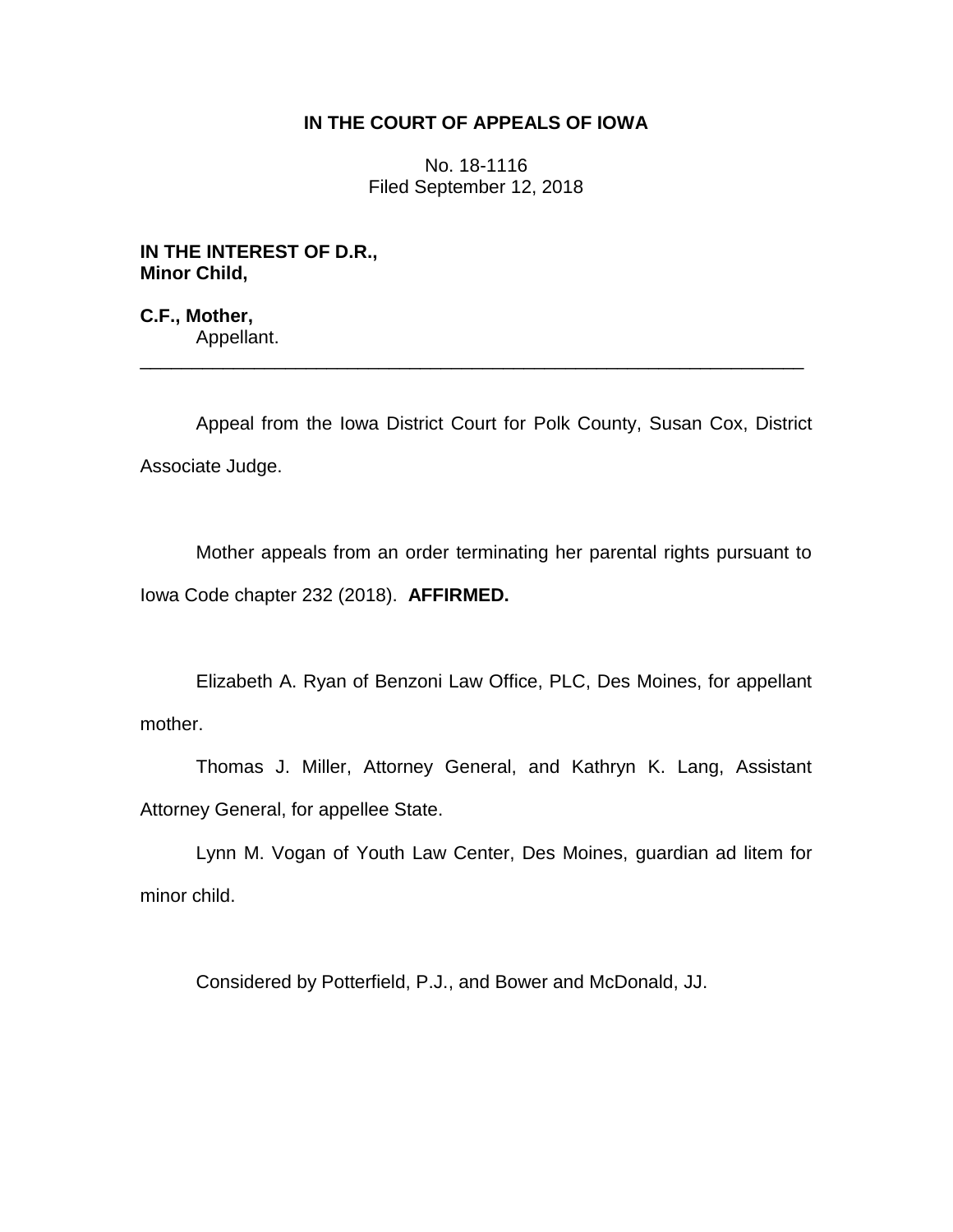**IN THE COURT OF APPEALS OF IOWA**

No. 18-1116
Filed September 12, 2018

**IN THE INTEREST OF D.R.,**
**Minor Child,**

**C.F., Mother,**
Appellant.

---

Appeal from the Iowa District Court for Polk County, Susan Cox, District Associate Judge.

Mother appeals from an order terminating her parental rights pursuant to Iowa Code chapter 232 (2018). **AFFIRMED.**

Elizabeth A. Ryan of Benzoni Law Office, PLC, Des Moines, for appellant mother.

Thomas J. Miller, Attorney General, and Kathryn K. Lang, Assistant Attorney General, for appellee State.

Lynn M. Vogan of Youth Law Center, Des Moines, guardian ad litem for minor child.

Considered by Potterfield, P.J., and Bower and McDonald, JJ.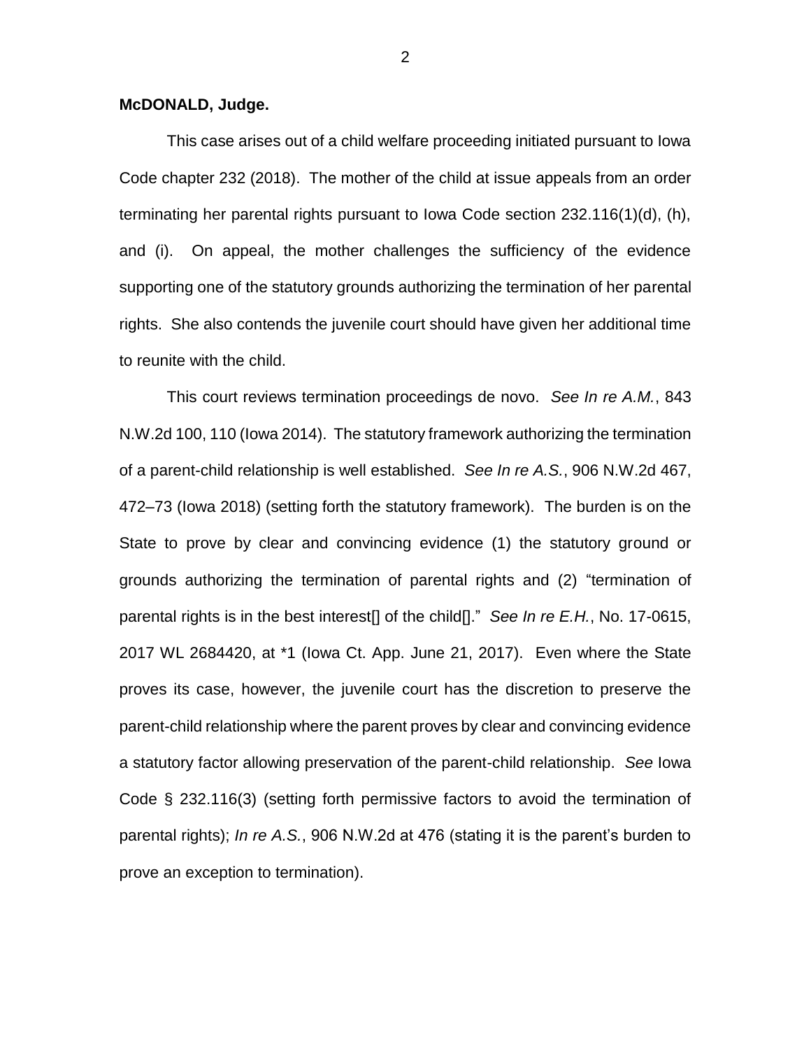**McDONALD, Judge.**

This case arises out of a child welfare proceeding initiated pursuant to Iowa Code chapter 232 (2018). The mother of the child at issue appeals from an order terminating her parental rights pursuant to Iowa Code section 232.116(1)(d), (h), and (i). On appeal, the mother challenges the sufficiency of the evidence supporting one of the statutory grounds authorizing the termination of her parental rights. She also contends the juvenile court should have given her additional time to reunite with the child.

This court reviews termination proceedings de novo. *See In re A.M.*, 843 N.W.2d 100, 110 (Iowa 2014). The statutory framework authorizing the termination of a parent-child relationship is well established. *See In re A.S.*, 906 N.W.2d 467, 472–73 (Iowa 2018) (setting forth the statutory framework). The burden is on the State to prove by clear and convincing evidence (1) the statutory ground or grounds authorizing the termination of parental rights and (2) "termination of parental rights is in the best interest[] of the child[]." *See In re E.H.*, No. 17-0615, 2017 WL 2684420, at *1 (Iowa Ct. App. June 21, 2017). Even where the State proves its case, however, the juvenile court has the discretion to preserve the parent-child relationship where the parent proves by clear and convincing evidence a statutory factor allowing preservation of the parent-child relationship. *See* Iowa Code § 232.116(3) (setting forth permissive factors to avoid the termination of parental rights); *In re A.S.*, 906 N.W.2d at 476 (stating it is the parent's burden to prove an exception to termination).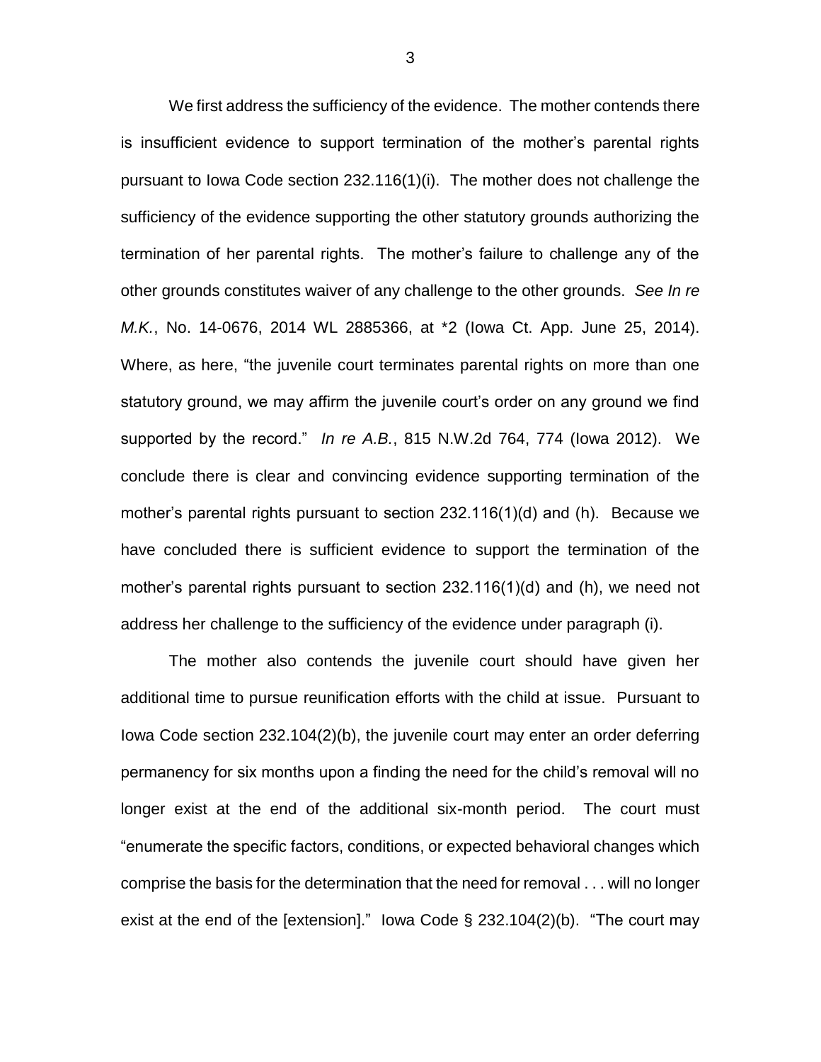We first address the sufficiency of the evidence. The mother contends there is insufficient evidence to support termination of the mother's parental rights pursuant to Iowa Code section 232.116(1)(i). The mother does not challenge the sufficiency of the evidence supporting the other statutory grounds authorizing the termination of her parental rights. The mother's failure to challenge any of the other grounds constitutes waiver of any challenge to the other grounds. *See In re M.K.*, No. 14-0676, 2014 WL 2885366, at *2 (Iowa Ct. App. June 25, 2014). Where, as here, "the juvenile court terminates parental rights on more than one statutory ground, we may affirm the juvenile court's order on any ground we find supported by the record." *In re A.B.*, 815 N.W.2d 764, 774 (Iowa 2012). We conclude there is clear and convincing evidence supporting termination of the mother's parental rights pursuant to section 232.116(1)(d) and (h). Because we have concluded there is sufficient evidence to support the termination of the mother's parental rights pursuant to section 232.116(1)(d) and (h), we need not address her challenge to the sufficiency of the evidence under paragraph (i).

The mother also contends the juvenile court should have given her additional time to pursue reunification efforts with the child at issue. Pursuant to Iowa Code section 232.104(2)(b), the juvenile court may enter an order deferring permanency for six months upon a finding the need for the child's removal will no longer exist at the end of the additional six-month period. The court must "enumerate the specific factors, conditions, or expected behavioral changes which comprise the basis for the determination that the need for removal . . . will no longer exist at the end of the [extension]." Iowa Code § 232.104(2)(b). "The court may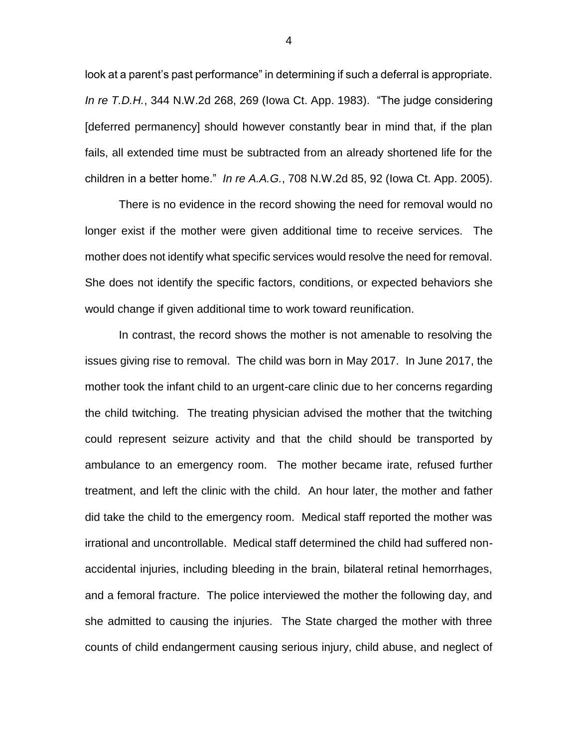look at a parent's past performance" in determining if such a deferral is appropriate. *In re T.D.H.*, 344 N.W.2d 268, 269 (Iowa Ct. App. 1983). "The judge considering [deferred permanency] should however constantly bear in mind that, if the plan fails, all extended time must be subtracted from an already shortened life for the children in a better home." *In re A.A.G.*, 708 N.W.2d 85, 92 (Iowa Ct. App. 2005).

There is no evidence in the record showing the need for removal would no longer exist if the mother were given additional time to receive services. The mother does not identify what specific services would resolve the need for removal. She does not identify the specific factors, conditions, or expected behaviors she would change if given additional time to work toward reunification.

In contrast, the record shows the mother is not amenable to resolving the issues giving rise to removal. The child was born in May 2017. In June 2017, the mother took the infant child to an urgent-care clinic due to her concerns regarding the child twitching. The treating physician advised the mother that the twitching could represent seizure activity and that the child should be transported by ambulance to an emergency room. The mother became irate, refused further treatment, and left the clinic with the child. An hour later, the mother and father did take the child to the emergency room. Medical staff reported the mother was irrational and uncontrollable. Medical staff determined the child had suffered non-accidental injuries, including bleeding in the brain, bilateral retinal hemorrhages, and a femoral fracture. The police interviewed the mother the following day, and she admitted to causing the injuries. The State charged the mother with three counts of child endangerment causing serious injury, child abuse, and neglect of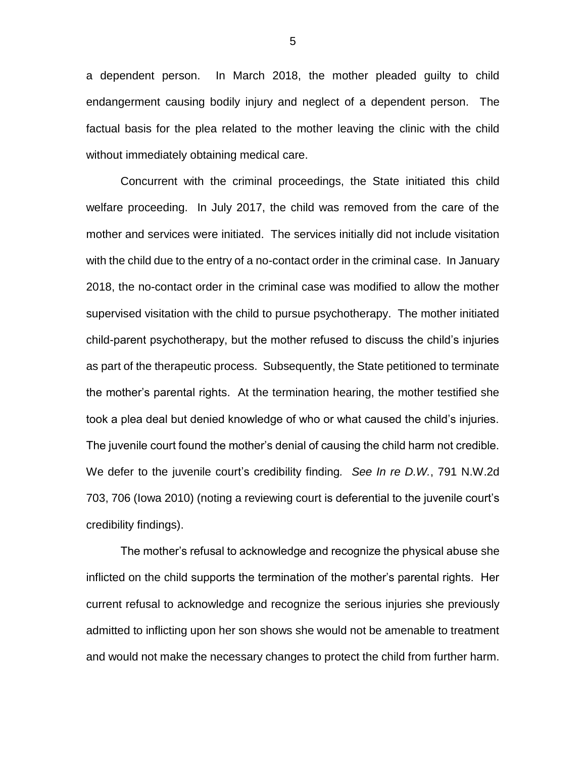a dependent person. In March 2018, the mother pleaded guilty to child endangerment causing bodily injury and neglect of a dependent person. The factual basis for the plea related to the mother leaving the clinic with the child without immediately obtaining medical care.

Concurrent with the criminal proceedings, the State initiated this child welfare proceeding. In July 2017, the child was removed from the care of the mother and services were initiated. The services initially did not include visitation with the child due to the entry of a no-contact order in the criminal case. In January 2018, the no-contact order in the criminal case was modified to allow the mother supervised visitation with the child to pursue psychotherapy. The mother initiated child-parent psychotherapy, but the mother refused to discuss the child's injuries as part of the therapeutic process. Subsequently, the State petitioned to terminate the mother's parental rights. At the termination hearing, the mother testified she took a plea deal but denied knowledge of who or what caused the child's injuries. The juvenile court found the mother's denial of causing the child harm not credible. We defer to the juvenile court's credibility finding. *See In re D.W.*, 791 N.W.2d 703, 706 (Iowa 2010) (noting a reviewing court is deferential to the juvenile court's credibility findings).

The mother's refusal to acknowledge and recognize the physical abuse she inflicted on the child supports the termination of the mother's parental rights. Her current refusal to acknowledge and recognize the serious injuries she previously admitted to inflicting upon her son shows she would not be amenable to treatment and would not make the necessary changes to protect the child from further harm.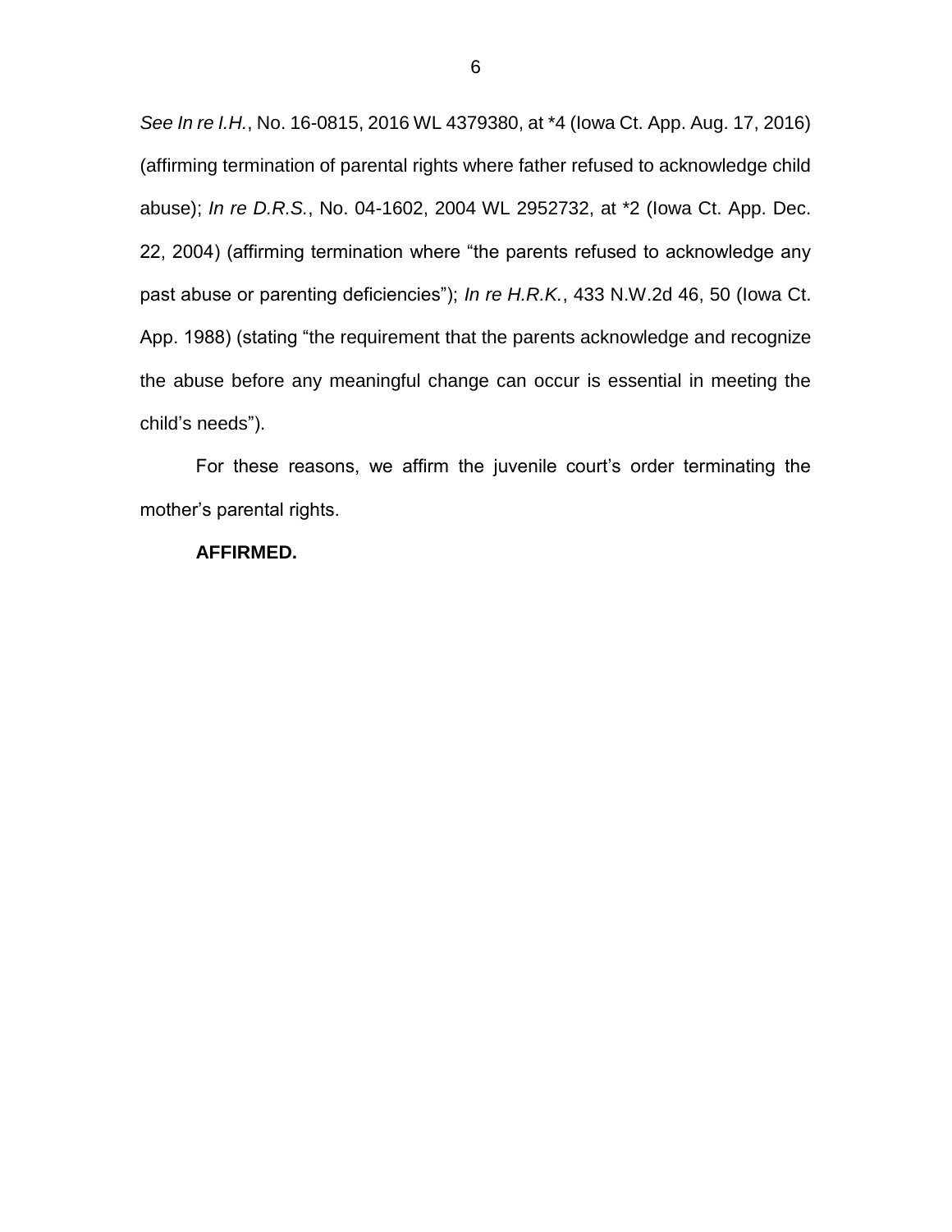*See In re I.H.*, No. 16-0815, 2016 WL 4379380, at *4 (Iowa Ct. App. Aug. 17, 2016) (affirming termination of parental rights where father refused to acknowledge child abuse); *In re D.R.S.*, No. 04-1602, 2004 WL 2952732, at *2 (Iowa Ct. App. Dec. 22, 2004) (affirming termination where "the parents refused to acknowledge any past abuse or parenting deficiencies"); *In re H.R.K.*, 433 N.W.2d 46, 50 (Iowa Ct. App. 1988) (stating "the requirement that the parents acknowledge and recognize the abuse before any meaningful change can occur is essential in meeting the child's needs").

For these reasons, we affirm the juvenile court's order terminating the mother's parental rights.

**AFFIRMED.**